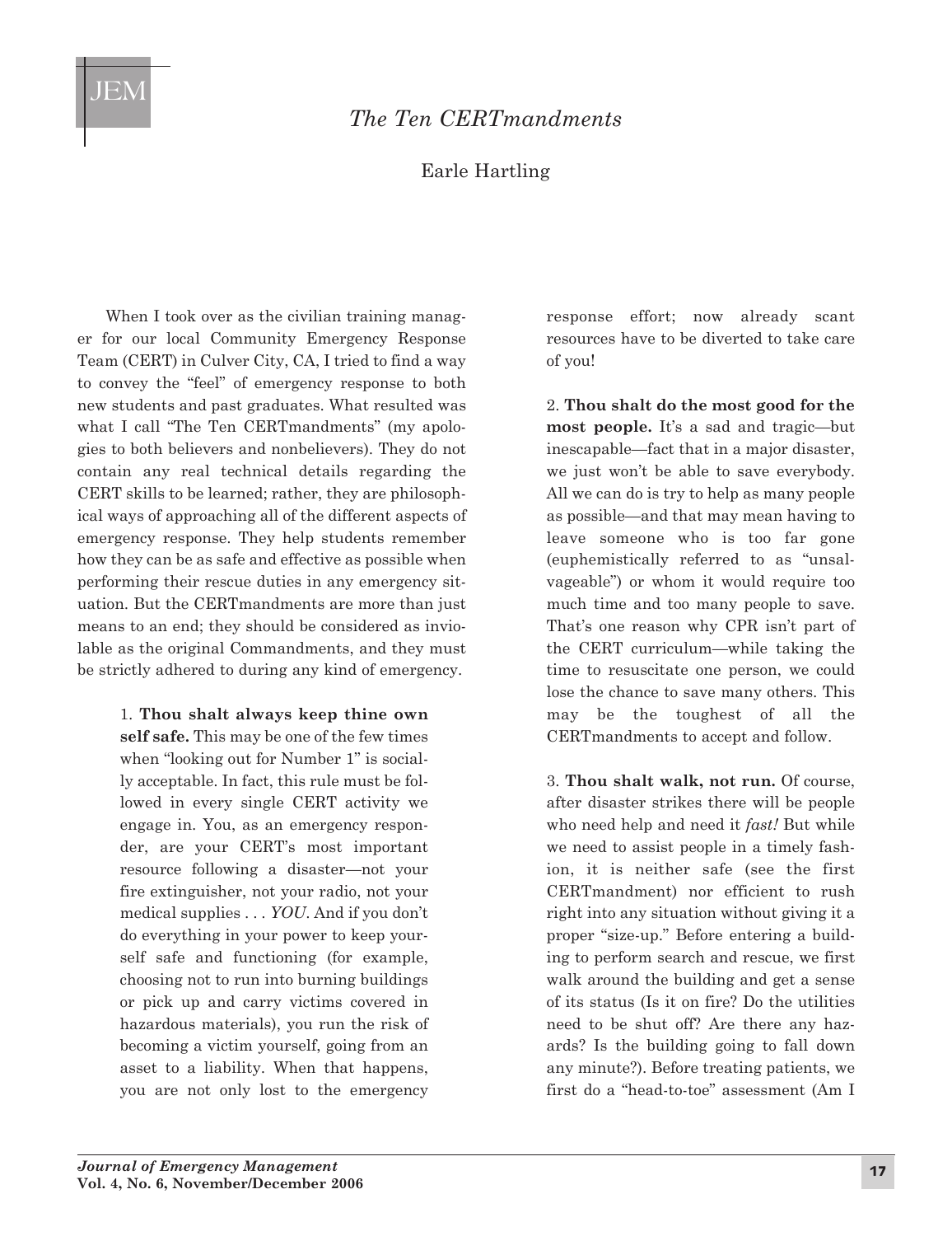# The Ten CERTmandments

Earle Hartling

When I took over as the civilian training manager for our local Community Emergency Response Team (CERT) in Culver City, CA, I tried to find a way to convey the "feel" of emergency response to both new students and past graduates. What resulted was what I call "The Ten CERTmandments" (my apologies to both believers and nonbelievers). They do not contain any real technical details regarding the CERT skills to be learned; rather, they are philosophical ways of approaching all of the different aspects of emergency response. They help students remember how they can be as safe and effective as possible when performing their rescue duties in any emergency situation. But the CERTmandments are more than just means to an end; they should be considered as inviolable as the original Commandments, and they must be strictly adhered to during any kind of emergency.

1. **Thou shalt always keep thine own self safe.** This may be one of the few times when "looking out for Number 1" is socially acceptable. In fact, this rule must be followed in every single CERT activity we engage in. You, as an emergency responder, are your CERT's most important resource following a disaster—not your fire extinguisher, not your radio, not your medical supplies . . . *YOU*. And if you don't do everything in your power to keep yourself safe and functioning (for example, choosing not to run into burning buildings or pick up and carry victims covered in hazardous materials), you run the risk of becoming a victim yourself, going from an asset to a liability. When that happens, you are not only lost to the emergency response effort; now already scant resources have to be diverted to take care of you!

2. **Thou shalt do the most good for the most people.** It's a sad and tragic—but inescapable—fact that in a major disaster, we just won't be able to save everybody. All we can do is try to help as many people as possible—and that may mean having to leave someone who is too far gone (euphemistically referred to as "unsalvageable") or whom it would require too much time and too many people to save. That's one reason why CPR isn't part of the CERT curriculum—while taking the time to resuscitate one person, we could lose the chance to save many others. This may be the toughest of all the CERTmandments to accept and follow.

3. **Thou shalt walk, not run.** Of course, after disaster strikes there will be people who need help and need it *fast!* But while we need to assist people in a timely fashion, it is neither safe (see the first CERTmandment) nor efficient to rush right into any situation without giving it a proper "size-up." Before entering a building to perform search and rescue, we first walk around the building and get a sense of its status (Is it on fire? Do the utilities need to be shut off? Are there any hazards? Is the building going to fall down any minute?). Before treating patients, we first do a "head-to-toe" assessment (Am I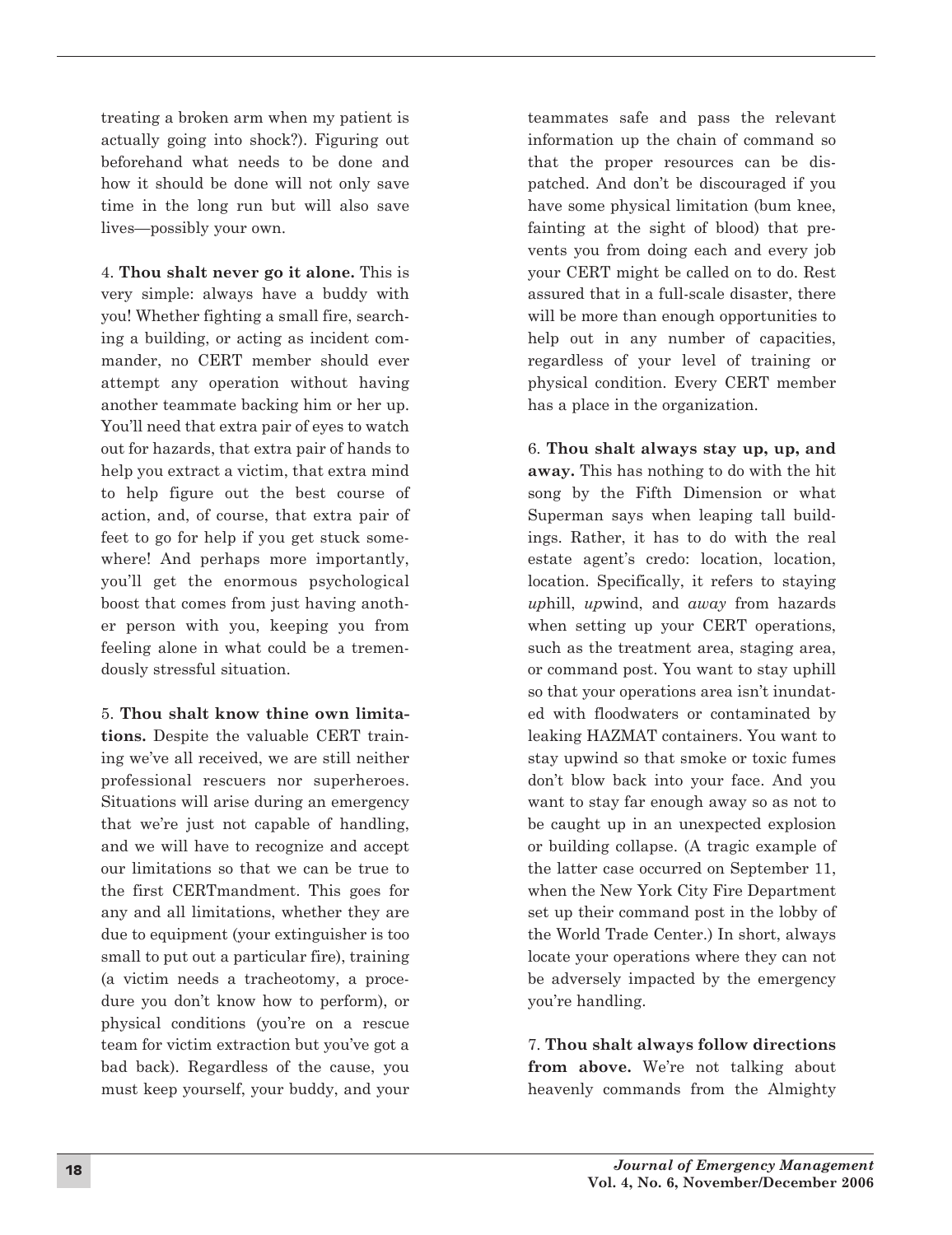treating a broken arm when my patient is actually going into shock?). Figuring out beforehand what needs to be done and how it should be done will not only save time in the long run but will also save lives—possibly your own.

4. **Thou shalt never go it alone.** This is very simple: always have a buddy with you! Whether fighting a small fire, searching a building, or acting as incident commander, no CERT member should ever attempt any operation without having another teammate backing him or her up. You'll need that extra pair of eyes to watch out for hazards, that extra pair of hands to help you extract a victim, that extra mind to help figure out the best course of action, and, of course, that extra pair of feet to go for help if you get stuck somewhere! And perhaps more importantly, you'll get the enormous psychological boost that comes from just having another person with you, keeping you from feeling alone in what could be a tremendously stressful situation.

5. **Thou shalt know thine own limitations.** Despite the valuable CERT training we've all received, we are still neither professional rescuers nor superheroes. Situations will arise during an emergency that we're just not capable of handling, and we will have to recognize and accept our limitations so that we can be true to the first CERTmandment. This goes for any and all limitations, whether they are due to equipment (your extinguisher is too small to put out a particular fire), training (a victim needs a tracheotomy, a procedure you don't know how to perform), or physical conditions (you're on a rescue team for victim extraction but you've got a bad back). Regardless of the cause, you must keep yourself, your buddy, and your teammates safe and pass the relevant information up the chain of command so that the proper resources can be dispatched. And don't be discouraged if you have some physical limitation (bum knee, fainting at the sight of blood) that prevents you from doing each and every job your CERT might be called on to do. Rest assured that in a full-scale disaster, there will be more than enough opportunities to help out in any number of capacities, regardless of your level of training or physical condition. Every CERT member has a place in the organization.

6. **Thou shalt always stay up, up, and away.** This has nothing to do with the hit song by the Fifth Dimension or what Superman says when leaping tall buildings. Rather, it has to do with the real estate agent's credo: location, location, location. Specifically, it refers to staying *up*hill, *up*wind, and *away* from hazards when setting up your CERT operations, such as the treatment area, staging area, or command post. You want to stay uphill so that your operations area isn't inundated with floodwaters or contaminated by leaking HAZMAT containers. You want to stay upwind so that smoke or toxic fumes don't blow back into your face. And you want to stay far enough away so as not to be caught up in an unexpected explosion or building collapse. (A tragic example of the latter case occurred on September 11, when the New York City Fire Department set up their command post in the lobby of the World Trade Center.) In short, always locate your operations where they can not be adversely impacted by the emergency you're handling.

7. **Thou shalt always follow directions from above.** We're not talking about heavenly commands from the Almighty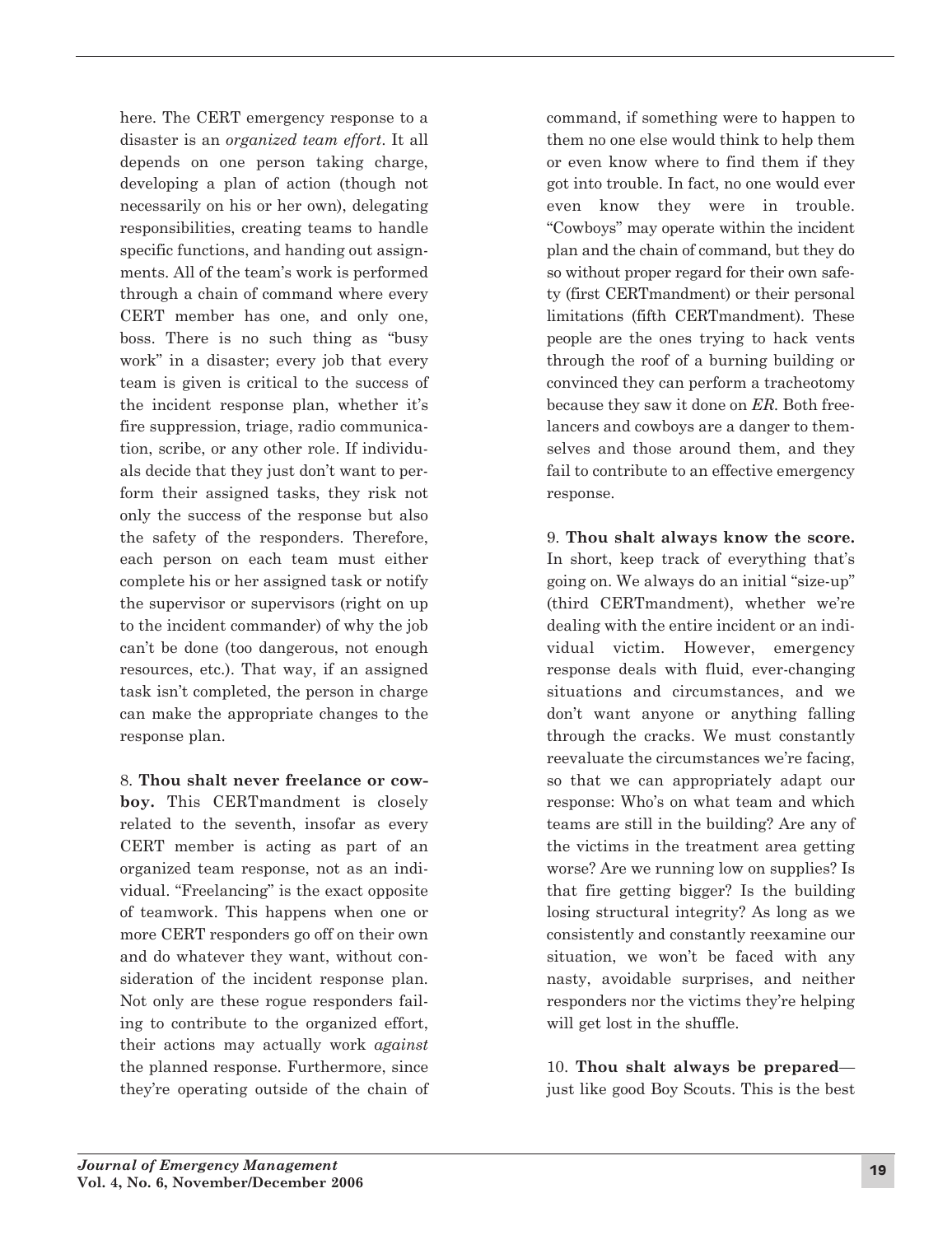here. The CERT emergency response to a disaster is an *organized team effort*. It all depends on one person taking charge, developing a plan of action (though not necessarily on his or her own), delegating responsibilities, creating teams to handle specific functions, and handing out assignments. All of the team's work is performed through a chain of command where every CERT member has one, and only one, boss. There is no such thing as "busy work" in a disaster; every job that every team is given is critical to the success of the incident response plan, whether it's fire suppression, triage, radio communication, scribe, or any other role. If individuals decide that they just don't want to perform their assigned tasks, they risk not only the success of the response but also the safety of the responders. Therefore, each person on each team must either complete his or her assigned task or notify the supervisor or supervisors (right on up to the incident commander) of why the job can't be done (too dangerous, not enough resources, etc.). That way, if an assigned task isn't completed, the person in charge can make the appropriate changes to the response plan.

8. **Thou shalt never freelance or cowboy.** This CERTmandment is closely related to the seventh, insofar as every CERT member is acting as part of an organized team response, not as an individual. "Freelancing" is the exact opposite of teamwork. This happens when one or more CERT responders go off on their own and do whatever they want, without consideration of the incident response plan. Not only are these rogue responders failing to contribute to the organized effort, their actions may actually work *against* the planned response. Furthermore, since they're operating outside of the chain of command, if something were to happen to them no one else would think to help them or even know where to find them if they got into trouble. In fact, no one would ever even know they were in trouble. "Cowboys" may operate within the incident plan and the chain of command, but they do so without proper regard for their own safety (first CERTmandment) or their personal limitations (fifth CERTmandment). These people are the ones trying to hack vents through the roof of a burning building or convinced they can perform a tracheotomy because they saw it done on *ER*. Both freelancers and cowboys are a danger to themselves and those around them, and they fail to contribute to an effective emergency response.

9. **Thou shalt always know the score.** In short, keep track of everything that's going on. We always do an initial "size-up" (third CERTmandment), whether we're dealing with the entire incident or an individual victim. However, emergency response deals with fluid, ever-changing situations and circumstances, and we don't want anyone or anything falling through the cracks. We must constantly reevaluate the circumstances we're facing, so that we can appropriately adapt our response: Who's on what team and which teams are still in the building? Are any of the victims in the treatment area getting worse? Are we running low on supplies? Is that fire getting bigger? Is the building losing structural integrity? As long as we consistently and constantly reexamine our situation, we won't be faced with any nasty, avoidable surprises, and neither responders nor the victims they're helping will get lost in the shuffle.

10. **Thou shalt always be prepared**—just like good Boy Scouts. This is the best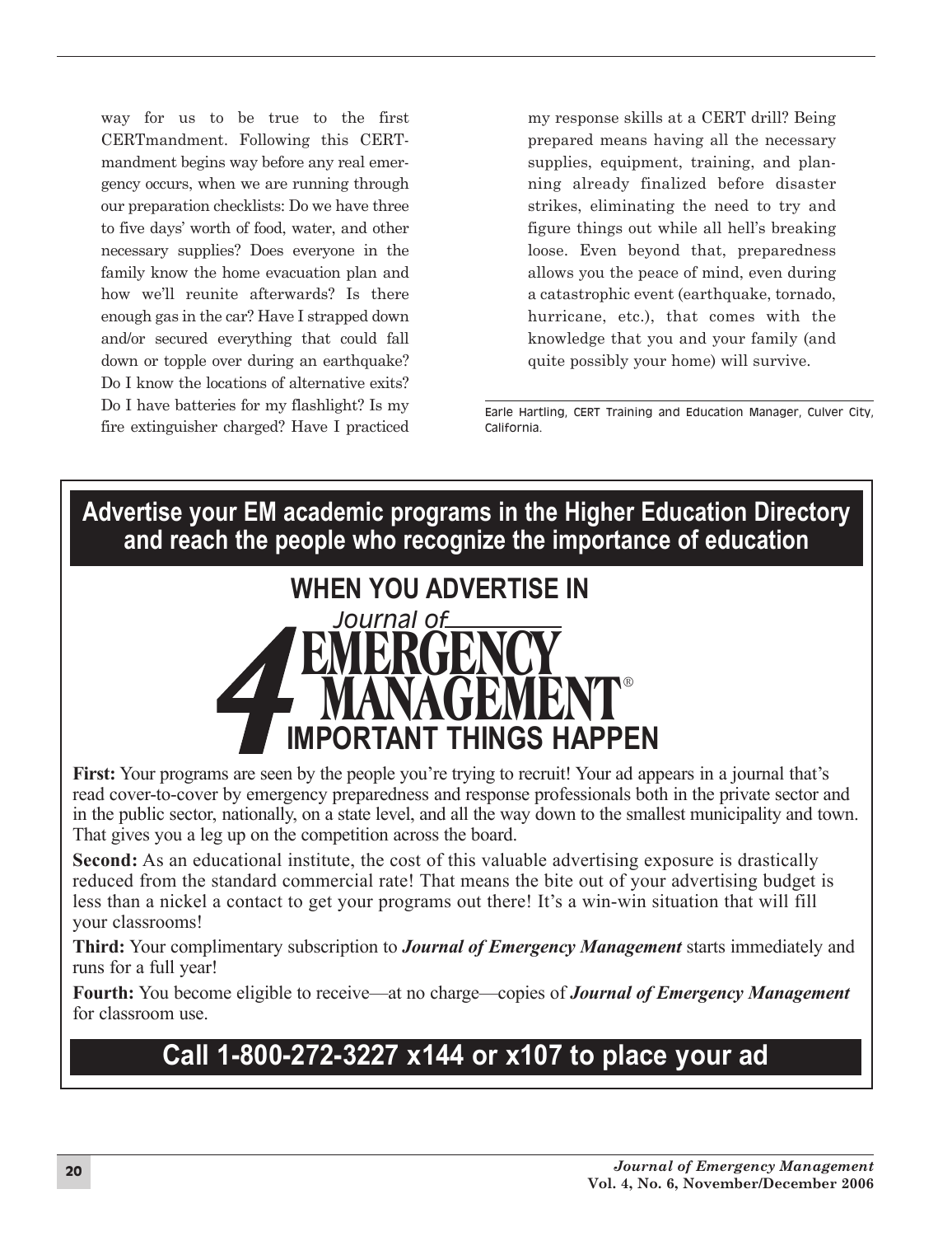way for us to be true to the first CERTmandment. Following this CERTmandment begins way before any real emergency occurs, when we are running through our preparation checklists: Do we have three to five days' worth of food, water, and other necessary supplies? Does everyone in the family know the home evacuation plan and how we'll reunite afterwards? Is there enough gas in the car? Have I strapped down and/or secured everything that could fall down or topple over during an earthquake? Do I know the locations of alternative exits? Do I have batteries for my flashlight? Is my fire extinguisher charged? Have I practiced my response skills at a CERT drill? Being prepared means having all the necessary supplies, equipment, training, and planning already finalized before disaster strikes, eliminating the need to try and figure things out while all hell's breaking loose. Even beyond that, preparedness allows you the peace of mind, even during a catastrophic event (earthquake, tornado, hurricane, etc.), that comes with the knowledge that you and your family (and quite possibly your home) will survive.

---

Earle Hartling, CERT Training and Education Manager, Culver City, California.

---

## Advertise your EM academic programs in the Higher Education Directory and reach the people who recognize the importance of education

## WHEN YOU ADVERTISE IN *Journal of* EMERGENCY MANAGEMENT® 4 IMPORTANT THINGS HAPPEN

**First:** Your programs are seen by the people you're trying to recruit! Your ad appears in a journal that's read cover-to-cover by emergency preparedness and response professionals both in the private sector and in the public sector, nationally, on a state level, and all the way down to the smallest municipality and town. That gives you a leg up on the competition across the board.

**Second:** As an educational institute, the cost of this valuable advertising exposure is drastically reduced from the standard commercial rate! That means the bite out of your advertising budget is less than a nickel a contact to get your programs out there! It's a win-win situation that will fill your classrooms!

**Third:** Your complimentary subscription to ***Journal of Emergency Management*** starts immediately and runs for a full year!

**Fourth:** You become eligible to receive—at no charge—copies of ***Journal of Emergency Management*** for classroom use.

## Call 1-800-272-3227 x144 or x107 to place your ad